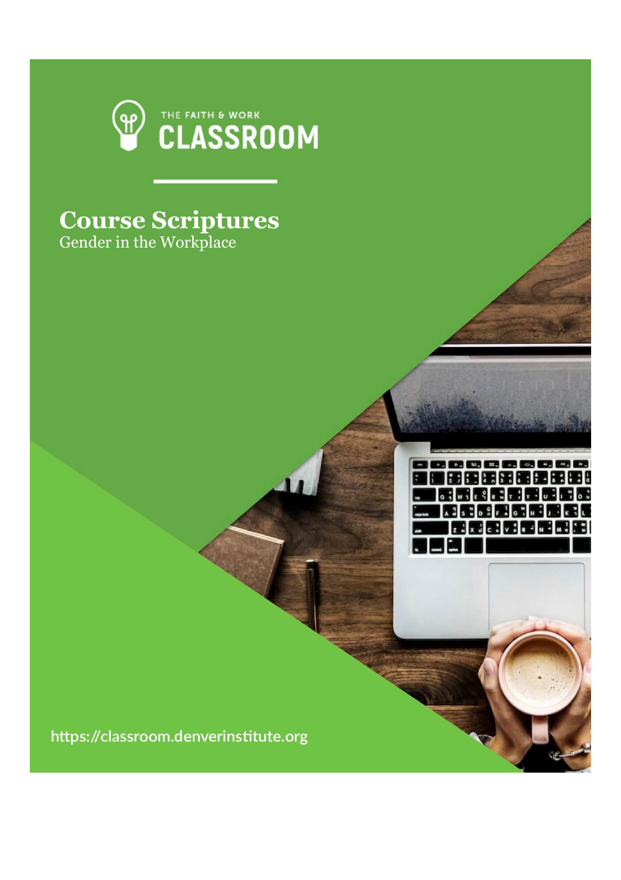THE FAITH & WORK

# CLASSROOM

## Course Scriptures

Gender in the Workplace

https://classroom.denverinstitute.org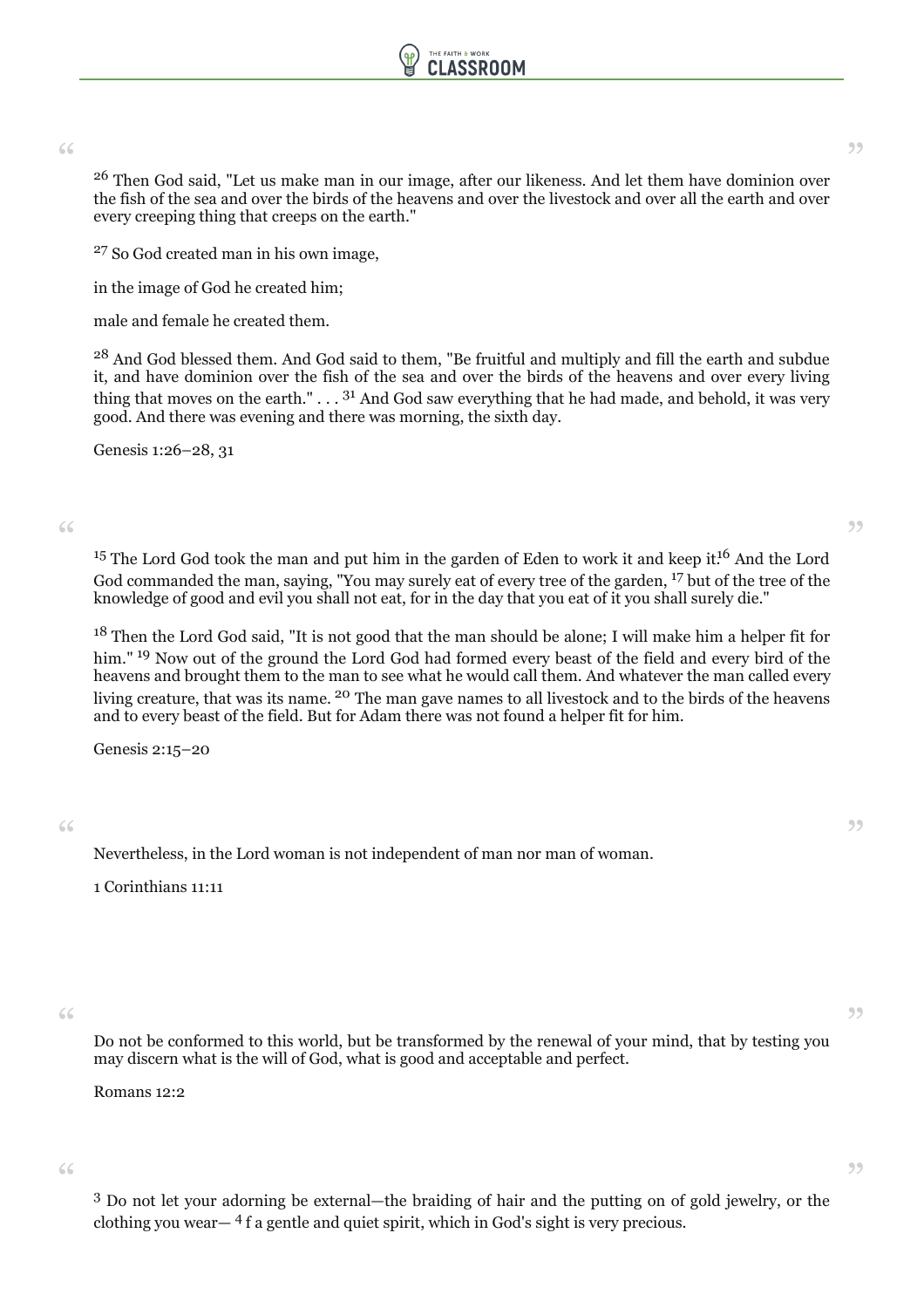> [26] Then God said, "Let us make man in our image, after our likeness. And let them have dominion over the fish of the sea and over the birds of the heavens and over the livestock and over all the earth and over every creeping thing that creeps on the earth."
>
> [27] So God created man in his own image,
>
> in the image of God he created him;
>
> male and female he created them.
>
> [28] And God blessed them. And God said to them, "Be fruitful and multiply and fill the earth and subdue it, and have dominion over the fish of the sea and over the birds of the heavens and over every living thing that moves on the earth." . . . [31] And God saw everything that he had made, and behold, it was very good. And there was evening and there was morning, the sixth day.
>
> Genesis 1:26–28, 31

> [15] The Lord God took the man and put him in the garden of Eden to work it and keep it.[16] And the Lord God commanded the man, saying, "You may surely eat of every tree of the garden, [17] but of the tree of the knowledge of good and evil you shall not eat, for in the day that you eat of it you shall surely die."
>
> [18] Then the Lord God said, "It is not good that the man should be alone; I will make him a helper fit for him." [19] Now out of the ground the Lord God had formed every beast of the field and every bird of the heavens and brought them to the man to see what he would call them. And whatever the man called every living creature, that was its name. [20] The man gave names to all livestock and to the birds of the heavens and to every beast of the field. But for Adam there was not found a helper fit for him.
>
> Genesis 2:15–20

> Nevertheless, in the Lord woman is not independent of man nor man of woman.
>
> 1 Corinthians 11:11

> Do not be conformed to this world, but be transformed by the renewal of your mind, that by testing you may discern what is the will of God, what is good and acceptable and perfect.
>
> Romans 12:2

> [3] Do not let your adorning be external—the braiding of hair and the putting on of gold jewelry, or the clothing you wear— [4] f a gentle and quiet spirit, which in God's sight is very precious.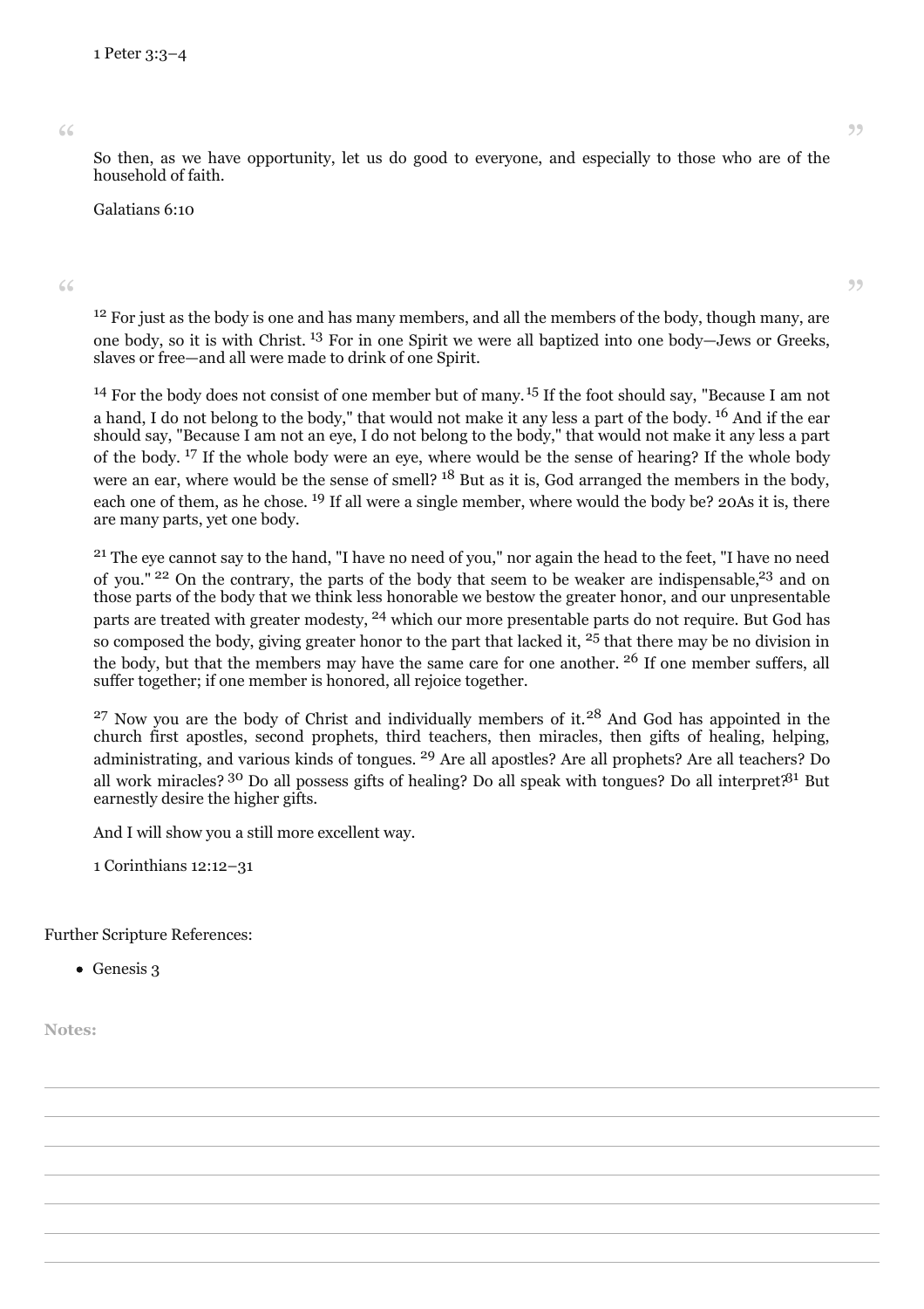1 Peter 3:3–4

> So then, as we have opportunity, let us do good to everyone, and especially to those who are of the household of faith.
>
> Galatians 6:10

> [12] For just as the body is one and has many members, and all the members of the body, though many, are one body, so it is with Christ. [13] For in one Spirit we were all baptized into one body—Jews or Greeks, slaves or free—and all were made to drink of one Spirit.
>
> [14] For the body does not consist of one member but of many. [15] If the foot should say, "Because I am not a hand, I do not belong to the body," that would not make it any less a part of the body. [16] And if the ear should say, "Because I am not an eye, I do not belong to the body," that would not make it any less a part of the body. [17] If the whole body were an eye, where would be the sense of hearing? If the whole body were an ear, where would be the sense of smell? [18] But as it is, God arranged the members in the body, each one of them, as he chose. [19] If all were a single member, where would the body be? 20As it is, there are many parts, yet one body.
>
> [21] The eye cannot say to the hand, "I have no need of you," nor again the head to the feet, "I have no need of you." [22] On the contrary, the parts of the body that seem to be weaker are indispensable,[23] and on those parts of the body that we think less honorable we bestow the greater honor, and our unpresentable parts are treated with greater modesty, [24] which our more presentable parts do not require. But God has so composed the body, giving greater honor to the part that lacked it, [25] that there may be no division in the body, but that the members may have the same care for one another. [26] If one member suffers, all suffer together; if one member is honored, all rejoice together.
>
> [27] Now you are the body of Christ and individually members of it.[28] And God has appointed in the church first apostles, second prophets, third teachers, then miracles, then gifts of healing, helping, administrating, and various kinds of tongues. [29] Are all apostles? Are all prophets? Are all teachers? Do all work miracles? [30] Do all possess gifts of healing? Do all speak with tongues? Do all interpret?[31] But earnestly desire the higher gifts.
>
> And I will show you a still more excellent way.
>
> 1 Corinthians 12:12–31

Further Scripture References:

- Genesis 3

**Notes:**